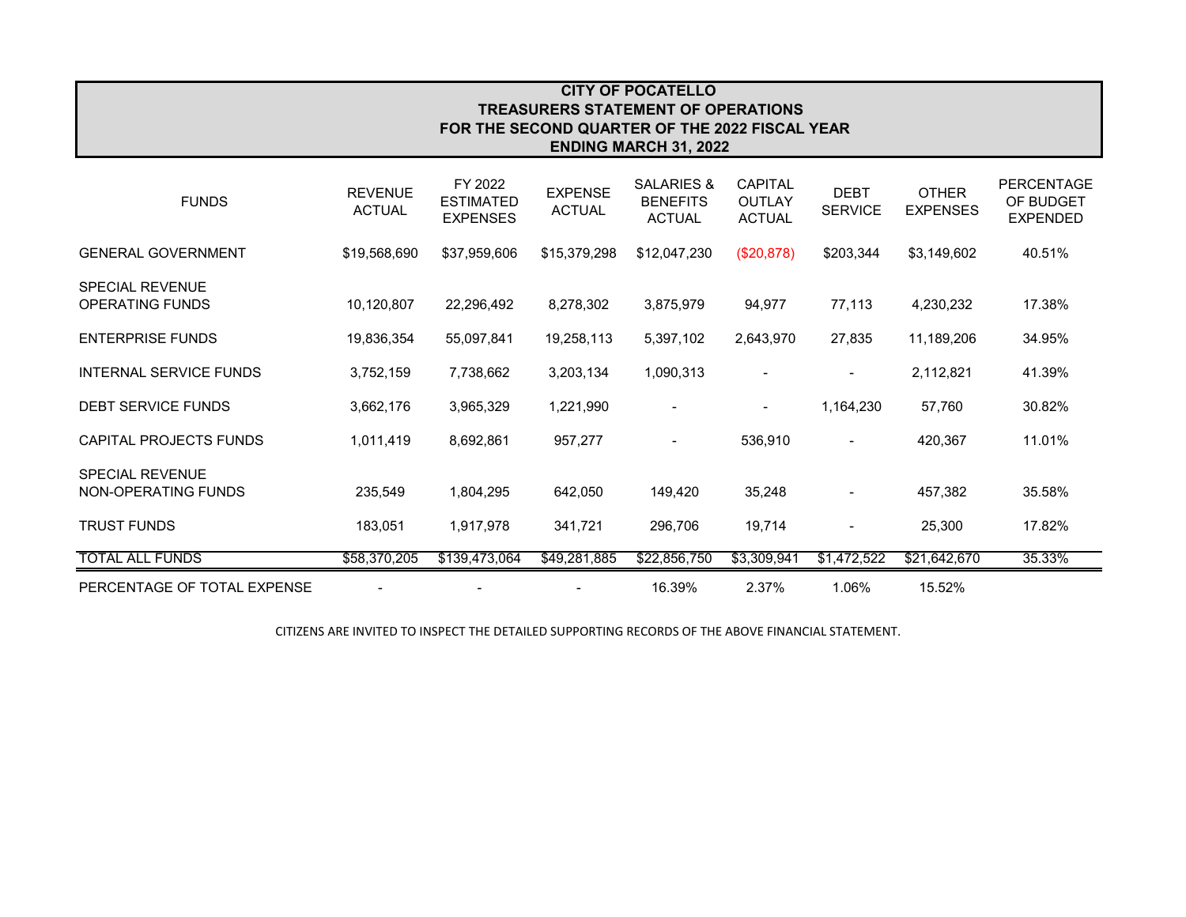# CITY OF POCATELLO
## TREASURERS STATEMENT OF OPERATIONS
## FOR THE SECOND QUARTER OF THE 2022 FISCAL YEAR
## ENDING MARCH 31, 2022

| FUNDS | REVENUE ACTUAL | FY 2022 ESTIMATED EXPENSES | EXPENSE ACTUAL | SALARIES & BENEFITS ACTUAL | CAPITAL OUTLAY ACTUAL | DEBT SERVICE | OTHER EXPENSES | PERCENTAGE OF BUDGET EXPENDED |
|---|---|---|---|---|---|---|---|---|
| GENERAL GOVERNMENT | $19,568,690 | $37,959,606 | $15,379,298 | $12,047,230 | ($20,878) | $203,344 | $3,149,602 | 40.51% |
| SPECIAL REVENUE OPERATING FUNDS | 10,120,807 | 22,296,492 | 8,278,302 | 3,875,979 | 94,977 | 77,113 | 4,230,232 | 17.38% |
| ENTERPRISE FUNDS | 19,836,354 | 55,097,841 | 19,258,113 | 5,397,102 | 2,643,970 | 27,835 | 11,189,206 | 34.95% |
| INTERNAL SERVICE FUNDS | 3,752,159 | 7,738,662 | 3,203,134 | 1,090,313 | - | - | 2,112,821 | 41.39% |
| DEBT SERVICE FUNDS | 3,662,176 | 3,965,329 | 1,221,990 | - | - | 1,164,230 | 57,760 | 30.82% |
| CAPITAL PROJECTS FUNDS | 1,011,419 | 8,692,861 | 957,277 | - | 536,910 | - | 420,367 | 11.01% |
| SPECIAL REVENUE NON-OPERATING FUNDS | 235,549 | 1,804,295 | 642,050 | 149,420 | 35,248 | - | 457,382 | 35.58% |
| TRUST FUNDS | 183,051 | 1,917,978 | 341,721 | 296,706 | 19,714 | - | 25,300 | 17.82% |
| TOTAL ALL FUNDS | $58,370,205 | $139,473,064 | $49,281,885 | $22,856,750 | $3,309,941 | $1,472,522 | $21,642,670 | 35.33% |
| PERCENTAGE OF TOTAL EXPENSE | - | - | - | 16.39% | 2.37% | 1.06% | 15.52% | |

CITIZENS ARE INVITED TO INSPECT THE DETAILED SUPPORTING RECORDS OF THE ABOVE FINANCIAL STATEMENT.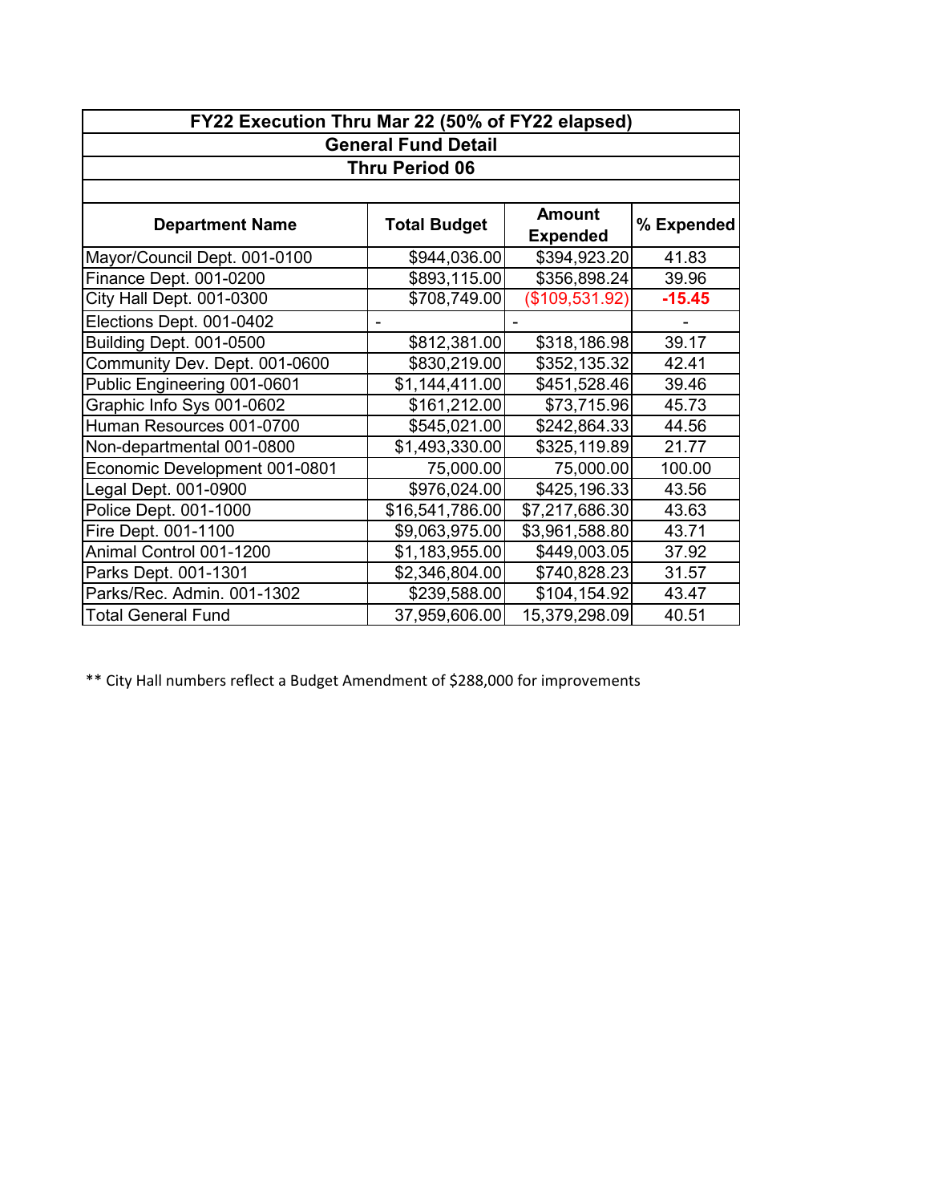| FY22 Execution Thru Mar 22 (50% of FY22 elapsed) | | | |
|---|---|---|---|
| **General Fund Detail** | | | |
| **Thru Period 06** | | | |
| | | | |
| **Department Name** | **Total Budget** | **Amount Expended** | **% Expended** |
| Mayor/Council Dept. 001-0100 | $944,036.00 | $394,923.20 | 41.83 |
| Finance Dept. 001-0200 | $893,115.00 | $356,898.24 | 39.96 |
| City Hall Dept. 001-0300 | $708,749.00 | ($109,531.92) | **-15.45** |
| Elections Dept. 001-0402 | - | - | - |
| Building Dept. 001-0500 | $812,381.00 | $318,186.98 | 39.17 |
| Community Dev. Dept. 001-0600 | $830,219.00 | $352,135.32 | 42.41 |
| Public Engineering 001-0601 | $1,144,411.00 | $451,528.46 | 39.46 |
| Graphic Info Sys 001-0602 | $161,212.00 | $73,715.96 | 45.73 |
| Human Resources 001-0700 | $545,021.00 | $242,864.33 | 44.56 |
| Non-departmental 001-0800 | $1,493,330.00 | $325,119.89 | 21.77 |
| Economic Development 001-0801 | 75,000.00 | 75,000.00 | 100.00 |
| Legal Dept. 001-0900 | $976,024.00 | $425,196.33 | 43.56 |
| Police Dept. 001-1000 | $16,541,786.00 | $7,217,686.30 | 43.63 |
| Fire Dept. 001-1100 | $9,063,975.00 | $3,961,588.80 | 43.71 |
| Animal Control 001-1200 | $1,183,955.00 | $449,003.05 | 37.92 |
| Parks Dept. 001-1301 | $2,346,804.00 | $740,828.23 | 31.57 |
| Parks/Rec. Admin. 001-1302 | $239,588.00 | $104,154.92 | 43.47 |
| Total General Fund | 37,959,606.00 | 15,379,298.09 | 40.51 |

** City Hall numbers reflect a Budget Amendment of $288,000 for improvements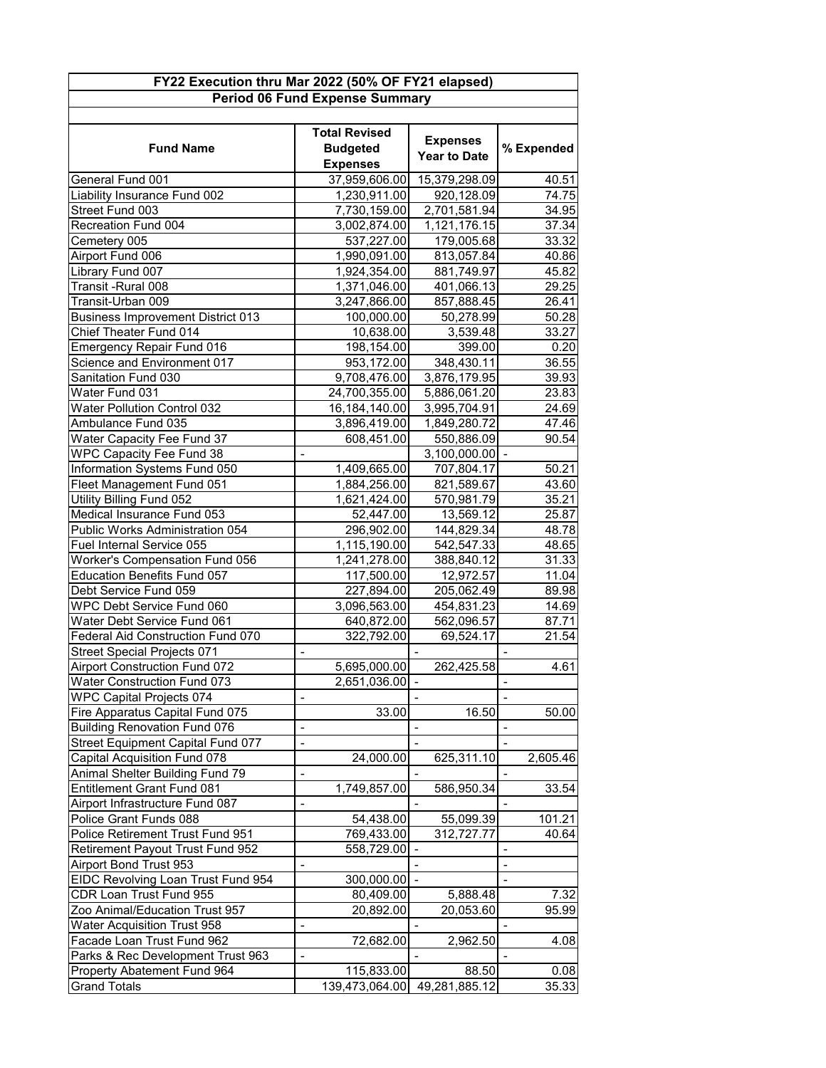| FY22 Execution thru Mar 2022 (50% OF FY21 elapsed) | | | |
|---|---|---|---|
| Period 06 Fund Expense Summary | | | |
| Fund Name | Total Revised Budgeted Expenses | Expenses Year to Date | % Expended |
| General Fund 001 | 37,959,606.00 | 15,379,298.09 | 40.51 |
| Liability Insurance Fund 002 | 1,230,911.00 | 920,128.09 | 74.75 |
| Street Fund 003 | 7,730,159.00 | 2,701,581.94 | 34.95 |
| Recreation Fund 004 | 3,002,874.00 | 1,121,176.15 | 37.34 |
| Cemetery 005 | 537,227.00 | 179,005.68 | 33.32 |
| Airport Fund 006 | 1,990,091.00 | 813,057.84 | 40.86 |
| Library Fund 007 | 1,924,354.00 | 881,749.97 | 45.82 |
| Transit -Rural 008 | 1,371,046.00 | 401,066.13 | 29.25 |
| Transit-Urban 009 | 3,247,866.00 | 857,888.45 | 26.41 |
| Business Improvement District 013 | 100,000.00 | 50,278.99 | 50.28 |
| Chief Theater Fund 014 | 10,638.00 | 3,539.48 | 33.27 |
| Emergency Repair Fund 016 | 198,154.00 | 399.00 | 0.20 |
| Science and Environment 017 | 953,172.00 | 348,430.11 | 36.55 |
| Sanitation Fund 030 | 9,708,476.00 | 3,876,179.95 | 39.93 |
| Water Fund 031 | 24,700,355.00 | 5,886,061.20 | 23.83 |
| Water Pollution Control 032 | 16,184,140.00 | 3,995,704.91 | 24.69 |
| Ambulance Fund 035 | 3,896,419.00 | 1,849,280.72 | 47.46 |
| Water Capacity Fee Fund 37 | 608,451.00 | 550,886.09 | 90.54 |
| WPC Capacity Fee Fund 38 | - | 3,100,000.00 | - |
| Information Systems Fund 050 | 1,409,665.00 | 707,804.17 | 50.21 |
| Fleet Management Fund 051 | 1,884,256.00 | 821,589.67 | 43.60 |
| Utility Billing Fund 052 | 1,621,424.00 | 570,981.79 | 35.21 |
| Medical Insurance Fund 053 | 52,447.00 | 13,569.12 | 25.87 |
| Public Works Administration 054 | 296,902.00 | 144,829.34 | 48.78 |
| Fuel Internal Service 055 | 1,115,190.00 | 542,547.33 | 48.65 |
| Worker's Compensation Fund 056 | 1,241,278.00 | 388,840.12 | 31.33 |
| Education Benefits Fund 057 | 117,500.00 | 12,972.57 | 11.04 |
| Debt Service Fund 059 | 227,894.00 | 205,062.49 | 89.98 |
| WPC Debt Service Fund 060 | 3,096,563.00 | 454,831.23 | 14.69 |
| Water Debt Service Fund 061 | 640,872.00 | 562,096.57 | 87.71 |
| Federal Aid Construction Fund 070 | 322,792.00 | 69,524.17 | 21.54 |
| Street Special Projects 071 | - | - | - |
| Airport Construction Fund 072 | 5,695,000.00 | 262,425.58 | 4.61 |
| Water Construction Fund 073 | 2,651,036.00 | - | - |
| WPC Capital Projects 074 | - | - | - |
| Fire Apparatus Capital Fund 075 | 33.00 | 16.50 | 50.00 |
| Building Renovation Fund 076 | - | - | - |
| Street Equipment Capital Fund 077 | - | - | - |
| Capital Acquisition Fund 078 | 24,000.00 | 625,311.10 | 2,605.46 |
| Animal Shelter Building Fund 79 | - | - | - |
| Entitlement Grant Fund 081 | 1,749,857.00 | 586,950.34 | 33.54 |
| Airport Infrastructure Fund 087 | - | - | - |
| Police Grant Funds 088 | 54,438.00 | 55,099.39 | 101.21 |
| Police Retirement Trust Fund 951 | 769,433.00 | 312,727.77 | 40.64 |
| Retirement Payout Trust Fund 952 | 558,729.00 | - | - |
| Airport Bond Trust 953 | - | - | - |
| EIDC Revolving Loan Trust Fund 954 | 300,000.00 | - | - |
| CDR Loan Trust Fund 955 | 80,409.00 | 5,888.48 | 7.32 |
| Zoo Animal/Education Trust 957 | 20,892.00 | 20,053.60 | 95.99 |
| Water Acquisition Trust 958 | - | - | - |
| Facade Loan Trust Fund 962 | 72,682.00 | 2,962.50 | 4.08 |
| Parks & Rec Development Trust 963 | - | - | - |
| Property Abatement Fund 964 | 115,833.00 | 88.50 | 0.08 |
| Grand Totals | 139,473,064.00 | 49,281,885.12 | 35.33 |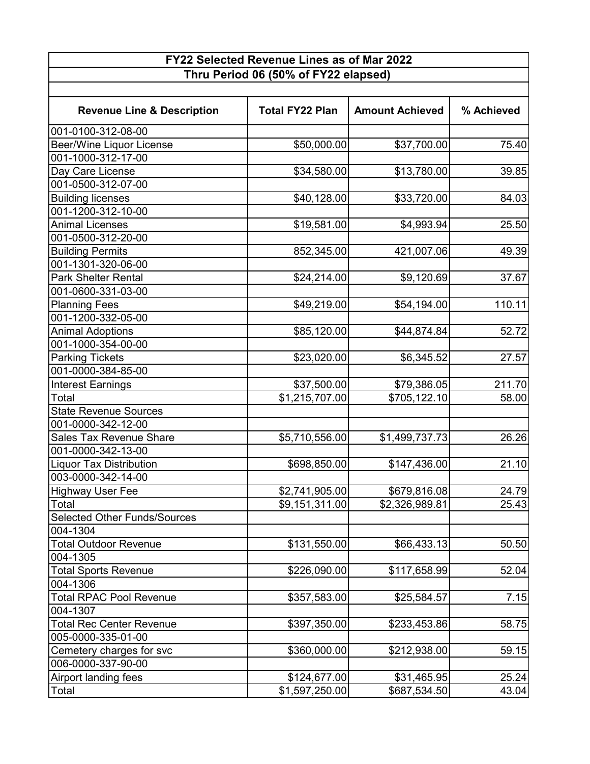| FY22 Selected Revenue Lines as of Mar 2022 | | | |
|---|---|---|---|
| Thru Period 06 (50% of FY22 elapsed) | | | |
| **Revenue Line & Description** | **Total FY22 Plan** | **Amount Achieved** | **% Achieved** |
| 001-0100-312-08-00 | | | |
| Beer/Wine Liquor License | $50,000.00 | $37,700.00 | 75.40 |
| 001-1000-312-17-00 | | | |
| Day Care License | $34,580.00 | $13,780.00 | 39.85 |
| 001-0500-312-07-00 | | | |
| Building licenses | $40,128.00 | $33,720.00 | 84.03 |
| 001-1200-312-10-00 | | | |
| Animal Licenses | $19,581.00 | $4,993.94 | 25.50 |
| 001-0500-312-20-00 | | | |
| Building Permits | 852,345.00 | 421,007.06 | 49.39 |
| 001-1301-320-06-00 | | | |
| Park Shelter Rental | $24,214.00 | $9,120.69 | 37.67 |
| 001-0600-331-03-00 | | | |
| Planning Fees | $49,219.00 | $54,194.00 | 110.11 |
| 001-1200-332-05-00 | | | |
| Animal Adoptions | $85,120.00 | $44,874.84 | 52.72 |
| 001-1000-354-00-00 | | | |
| Parking Tickets | $23,020.00 | $6,345.52 | 27.57 |
| 001-0000-384-85-00 | | | |
| Interest Earnings | $37,500.00 | $79,386.05 | 211.70 |
| Total | $1,215,707.00 | $705,122.10 | 58.00 |
| State Revenue Sources | | | |
| 001-0000-342-12-00 | | | |
| Sales Tax Revenue Share | $5,710,556.00 | $1,499,737.73 | 26.26 |
| 001-0000-342-13-00 | | | |
| Liquor Tax Distribution | $698,850.00 | $147,436.00 | 21.10 |
| 003-0000-342-14-00 | | | |
| Highway User Fee | $2,741,905.00 | $679,816.08 | 24.79 |
| Total | $9,151,311.00 | $2,326,989.81 | 25.43 |
| Selected Other Funds/Sources | | | |
| 004-1304 | | | |
| Total Outdoor Revenue | $131,550.00 | $66,433.13 | 50.50 |
| 004-1305 | | | |
| Total Sports Revenue | $226,090.00 | $117,658.99 | 52.04 |
| 004-1306 | | | |
| Total RPAC Pool Revenue | $357,583.00 | $25,584.57 | 7.15 |
| 004-1307 | | | |
| Total Rec Center Revenue | $397,350.00 | $233,453.86 | 58.75 |
| 005-0000-335-01-00 | | | |
| Cemetery charges for svc | $360,000.00 | $212,938.00 | 59.15 |
| 006-0000-337-90-00 | | | |
| Airport landing fees | $124,677.00 | $31,465.95 | 25.24 |
| Total | $1,597,250.00 | $687,534.50 | 43.04 |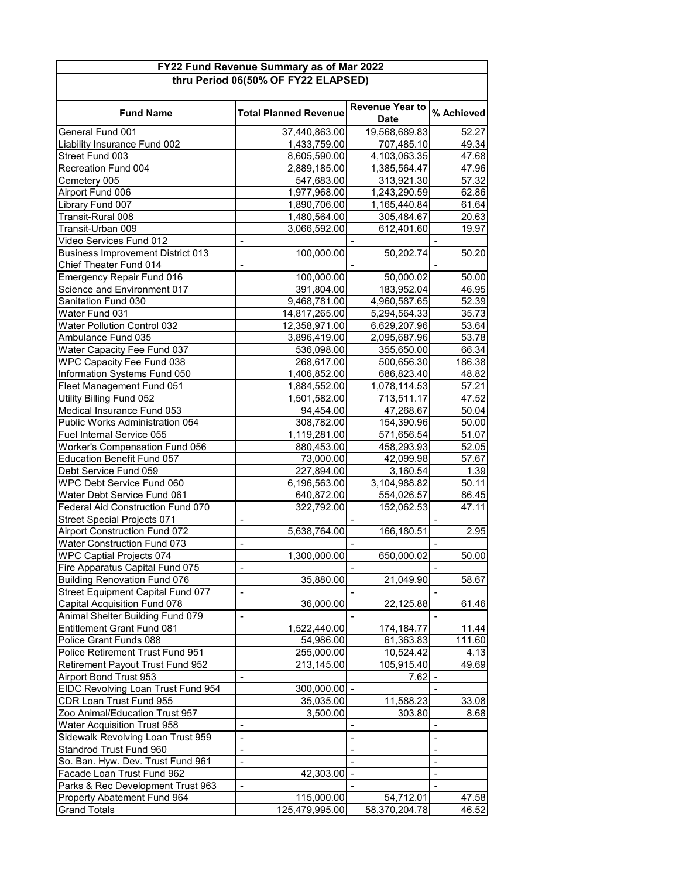| FY22 Fund Revenue Summary as of Mar 2022 | | | |
|---|---|---|---|
| thru Period 06(50% OF FY22 ELAPSED) | | | |
| **Fund Name** | **Total Planned Revenue** | **Revenue Year to Date** | **% Achieved** |
| General Fund 001 | 37,440,863.00 | 19,568,689.83 | 52.27 |
| Liability Insurance Fund 002 | 1,433,759.00 | 707,485.10 | 49.34 |
| Street Fund 003 | 8,605,590.00 | 4,103,063.35 | 47.68 |
| Recreation Fund 004 | 2,889,185.00 | 1,385,564.47 | 47.96 |
| Cemetery 005 | 547,683.00 | 313,921.30 | 57.32 |
| Airport Fund 006 | 1,977,968.00 | 1,243,290.59 | 62.86 |
| Library Fund 007 | 1,890,706.00 | 1,165,440.84 | 61.64 |
| Transit-Rural 008 | 1,480,564.00 | 305,484.67 | 20.63 |
| Transit-Urban 009 | 3,066,592.00 | 612,401.60 | 19.97 |
| Video Services Fund 012 | - | - | - |
| Business Improvement District 013 | 100,000.00 | 50,202.74 | 50.20 |
| Chief Theater Fund 014 | - | - | - |
| Emergency Repair Fund 016 | 100,000.00 | 50,000.02 | 50.00 |
| Science and Environment 017 | 391,804.00 | 183,952.04 | 46.95 |
| Sanitation Fund 030 | 9,468,781.00 | 4,960,587.65 | 52.39 |
| Water Fund 031 | 14,817,265.00 | 5,294,564.33 | 35.73 |
| Water Pollution Control 032 | 12,358,971.00 | 6,629,207.96 | 53.64 |
| Ambulance Fund 035 | 3,896,419.00 | 2,095,687.96 | 53.78 |
| Water Capacity Fee Fund 037 | 536,098.00 | 355,650.00 | 66.34 |
| WPC Capacity Fee Fund 038 | 268,617.00 | 500,656.30 | 186.38 |
| Information Systems Fund 050 | 1,406,852.00 | 686,823.40 | 48.82 |
| Fleet Management Fund 051 | 1,884,552.00 | 1,078,114.53 | 57.21 |
| Utility Billing Fund 052 | 1,501,582.00 | 713,511.17 | 47.52 |
| Medical Insurance Fund 053 | 94,454.00 | 47,268.67 | 50.04 |
| Public Works Administration 054 | 308,782.00 | 154,390.96 | 50.00 |
| Fuel Internal Service 055 | 1,119,281.00 | 571,656.54 | 51.07 |
| Worker's Compensation Fund 056 | 880,453.00 | 458,293.93 | 52.05 |
| Education Benefit Fund 057 | 73,000.00 | 42,099.98 | 57.67 |
| Debt Service Fund 059 | 227,894.00 | 3,160.54 | 1.39 |
| WPC Debt Service Fund 060 | 6,196,563.00 | 3,104,988.82 | 50.11 |
| Water Debt Service Fund 061 | 640,872.00 | 554,026.57 | 86.45 |
| Federal Aid Construction Fund 070 | 322,792.00 | 152,062.53 | 47.11 |
| Street Special Projects 071 | - | - | - |
| Airport Construction Fund 072 | 5,638,764.00 | 166,180.51 | 2.95 |
| Water Construction Fund 073 | - | - | - |
| WPC Captial Projects 074 | 1,300,000.00 | 650,000.02 | 50.00 |
| Fire Apparatus Capital Fund 075 | - | - | - |
| Building Renovation Fund 076 | 35,880.00 | 21,049.90 | 58.67 |
| Street Equipment Capital Fund 077 | - | - | - |
| Capital Acquisition Fund 078 | 36,000.00 | 22,125.88 | 61.46 |
| Animal Shelter Building Fund 079 | - | - | - |
| Entitlement Grant Fund 081 | 1,522,440.00 | 174,184.77 | 11.44 |
| Police Grant Funds 088 | 54,986.00 | 61,363.83 | 111.60 |
| Police Retirement Trust Fund 951 | 255,000.00 | 10,524.42 | 4.13 |
| Retirement Payout Trust Fund 952 | 213,145.00 | 105,915.40 | 49.69 |
| Airport Bond Trust 953 | - | 7.62 | - |
| EIDC Revolving Loan Trust Fund 954 | 300,000.00 | - | - |
| CDR Loan Trust Fund 955 | 35,035.00 | 11,588.23 | 33.08 |
| Zoo Animal/Education Trust 957 | 3,500.00 | 303.80 | 8.68 |
| Water Acquisition Trust 958 | - | - | - |
| Sidewalk Revolving Loan Trust 959 | - | - | - |
| Standrod Trust Fund 960 | - | - | - |
| So. Ban. Hyw. Dev. Trust Fund 961 | - | - | - |
| Facade Loan Trust Fund 962 | 42,303.00 | - | - |
| Parks & Rec Development Trust 963 | - | - | - |
| Property Abatement Fund 964 | 115,000.00 | 54,712.01 | 47.58 |
| Grand Totals | 125,479,995.00 | 58,370,204.78 | 46.52 |